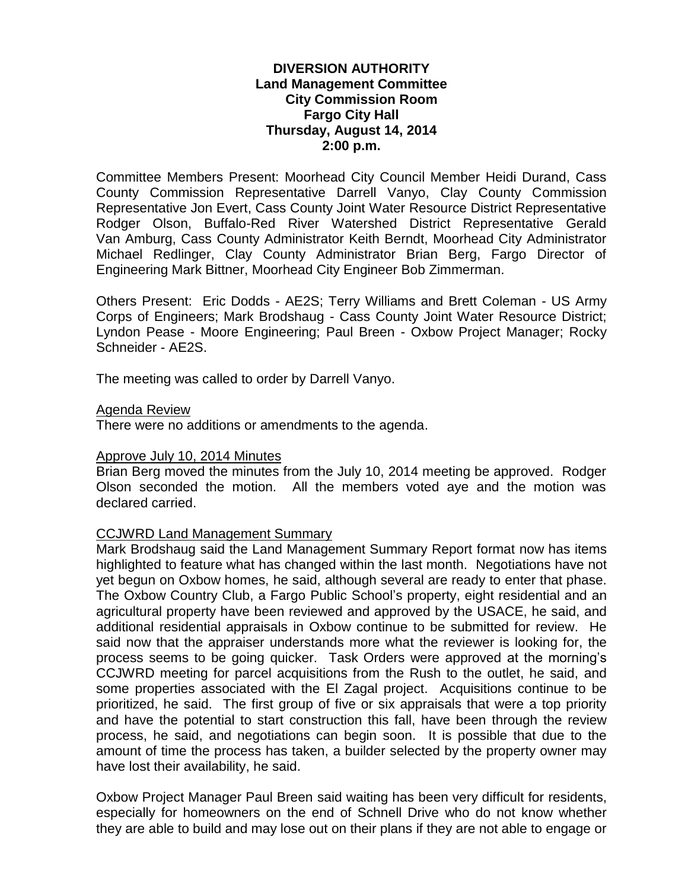**DIVERSION AUTHORITY**
**Land Management Committee**
**City Commission Room**
**Fargo City Hall**
**Thursday, August 14, 2014**
**2:00 p.m.**

Committee Members Present: Moorhead City Council Member Heidi Durand, Cass County Commission Representative Darrell Vanyo, Clay County Commission Representative Jon Evert, Cass County Joint Water Resource District Representative Rodger Olson, Buffalo-Red River Watershed District Representative Gerald Van Amburg, Cass County Administrator Keith Berndt, Moorhead City Administrator Michael Redlinger, Clay County Administrator Brian Berg, Fargo Director of Engineering Mark Bittner, Moorhead City Engineer Bob Zimmerman.

Others Present: Eric Dodds - AE2S; Terry Williams and Brett Coleman - US Army Corps of Engineers; Mark Brodshaug - Cass County Joint Water Resource District; Lyndon Pease - Moore Engineering; Paul Breen - Oxbow Project Manager; Rocky Schneider - AE2S.

The meeting was called to order by Darrell Vanyo.

Agenda Review

There were no additions or amendments to the agenda.

Approve July 10, 2014 Minutes

Brian Berg moved the minutes from the July 10, 2014 meeting be approved. Rodger Olson seconded the motion. All the members voted aye and the motion was declared carried.

CCJWRD Land Management Summary

Mark Brodshaug said the Land Management Summary Report format now has items highlighted to feature what has changed within the last month. Negotiations have not yet begun on Oxbow homes, he said, although several are ready to enter that phase. The Oxbow Country Club, a Fargo Public School's property, eight residential and an agricultural property have been reviewed and approved by the USACE, he said, and additional residential appraisals in Oxbow continue to be submitted for review. He said now that the appraiser understands more what the reviewer is looking for, the process seems to be going quicker. Task Orders were approved at the morning's CCJWRD meeting for parcel acquisitions from the Rush to the outlet, he said, and some properties associated with the El Zagal project. Acquisitions continue to be prioritized, he said. The first group of five or six appraisals that were a top priority and have the potential to start construction this fall, have been through the review process, he said, and negotiations can begin soon. It is possible that due to the amount of time the process has taken, a builder selected by the property owner may have lost their availability, he said.

Oxbow Project Manager Paul Breen said waiting has been very difficult for residents, especially for homeowners on the end of Schnell Drive who do not know whether they are able to build and may lose out on their plans if they are not able to engage or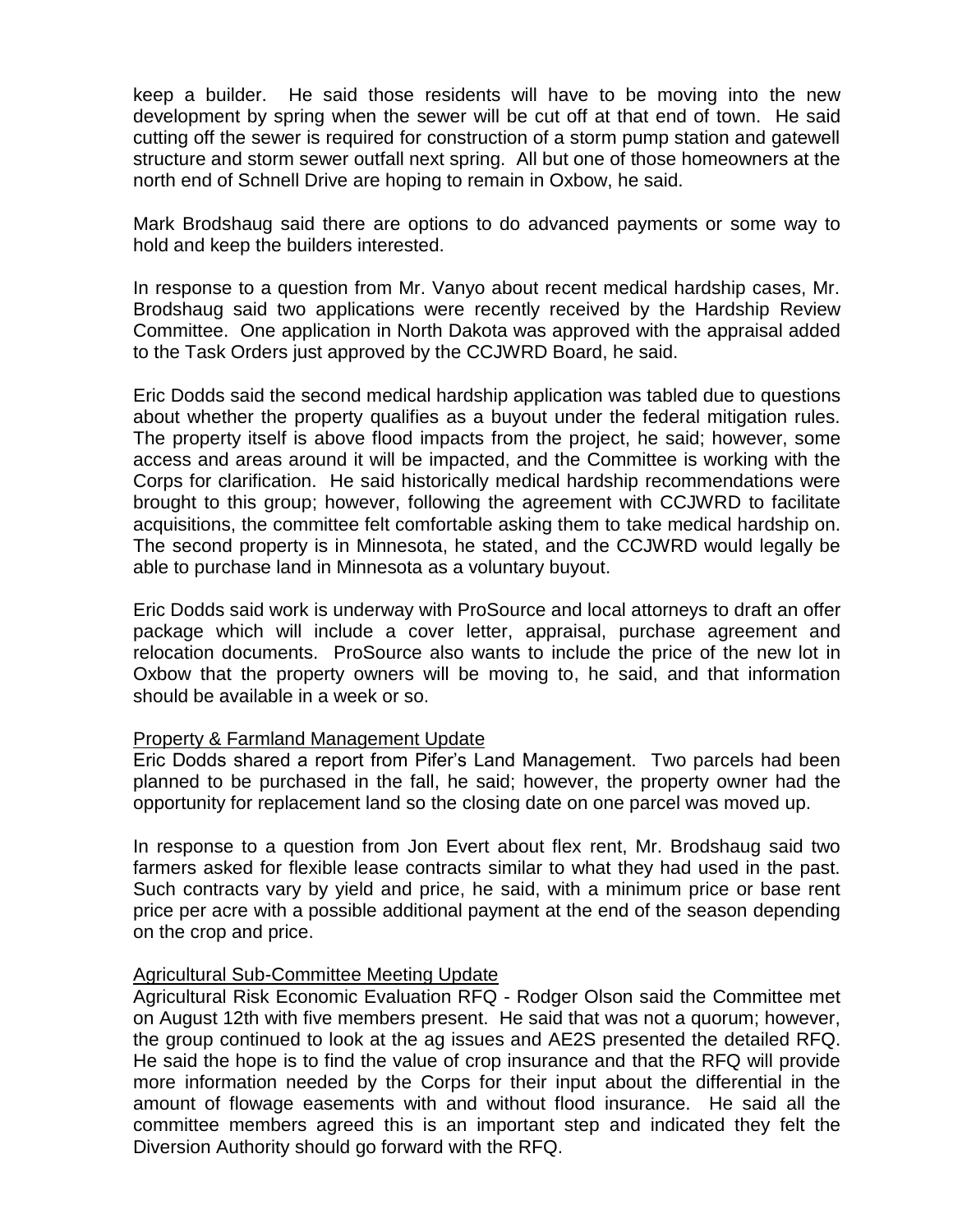keep a builder. He said those residents will have to be moving into the new development by spring when the sewer will be cut off at that end of town. He said cutting off the sewer is required for construction of a storm pump station and gatewell structure and storm sewer outfall next spring. All but one of those homeowners at the north end of Schnell Drive are hoping to remain in Oxbow, he said.

Mark Brodshaug said there are options to do advanced payments or some way to hold and keep the builders interested.

In response to a question from Mr. Vanyo about recent medical hardship cases, Mr. Brodshaug said two applications were recently received by the Hardship Review Committee. One application in North Dakota was approved with the appraisal added to the Task Orders just approved by the CCJWRD Board, he said.

Eric Dodds said the second medical hardship application was tabled due to questions about whether the property qualifies as a buyout under the federal mitigation rules. The property itself is above flood impacts from the project, he said; however, some access and areas around it will be impacted, and the Committee is working with the Corps for clarification. He said historically medical hardship recommendations were brought to this group; however, following the agreement with CCJWRD to facilitate acquisitions, the committee felt comfortable asking them to take medical hardship on. The second property is in Minnesota, he stated, and the CCJWRD would legally be able to purchase land in Minnesota as a voluntary buyout.

Eric Dodds said work is underway with ProSource and local attorneys to draft an offer package which will include a cover letter, appraisal, purchase agreement and relocation documents. ProSource also wants to include the price of the new lot in Oxbow that the property owners will be moving to, he said, and that information should be available in a week or so.

Property & Farmland Management Update

Eric Dodds shared a report from Pifer's Land Management. Two parcels had been planned to be purchased in the fall, he said; however, the property owner had the opportunity for replacement land so the closing date on one parcel was moved up.

In response to a question from Jon Evert about flex rent, Mr. Brodshaug said two farmers asked for flexible lease contracts similar to what they had used in the past. Such contracts vary by yield and price, he said, with a minimum price or base rent price per acre with a possible additional payment at the end of the season depending on the crop and price.

Agricultural Sub-Committee Meeting Update

Agricultural Risk Economic Evaluation RFQ - Rodger Olson said the Committee met on August 12th with five members present. He said that was not a quorum; however, the group continued to look at the ag issues and AE2S presented the detailed RFQ. He said the hope is to find the value of crop insurance and that the RFQ will provide more information needed by the Corps for their input about the differential in the amount of flowage easements with and without flood insurance. He said all the committee members agreed this is an important step and indicated they felt the Diversion Authority should go forward with the RFQ.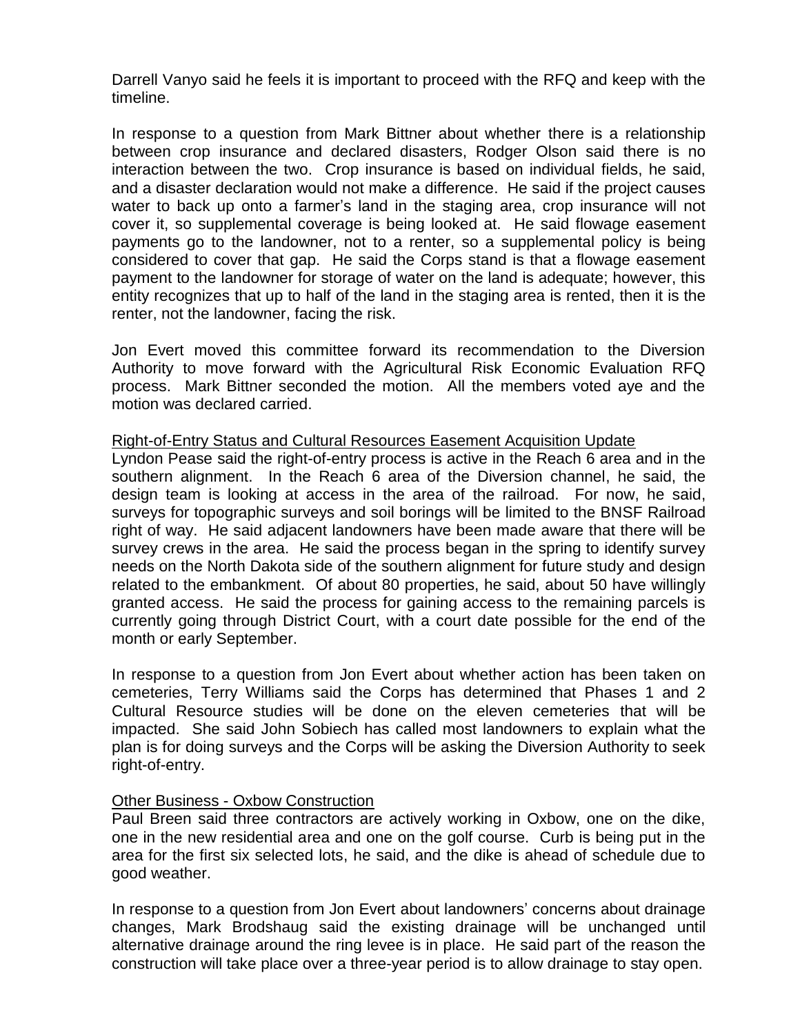Darrell Vanyo said he feels it is important to proceed with the RFQ and keep with the timeline.

In response to a question from Mark Bittner about whether there is a relationship between crop insurance and declared disasters, Rodger Olson said there is no interaction between the two. Crop insurance is based on individual fields, he said, and a disaster declaration would not make a difference. He said if the project causes water to back up onto a farmer's land in the staging area, crop insurance will not cover it, so supplemental coverage is being looked at. He said flowage easement payments go to the landowner, not to a renter, so a supplemental policy is being considered to cover that gap. He said the Corps stand is that a flowage easement payment to the landowner for storage of water on the land is adequate; however, this entity recognizes that up to half of the land in the staging area is rented, then it is the renter, not the landowner, facing the risk.

Jon Evert moved this committee forward its recommendation to the Diversion Authority to move forward with the Agricultural Risk Economic Evaluation RFQ process. Mark Bittner seconded the motion. All the members voted aye and the motion was declared carried.

<u>Right-of-Entry Status and Cultural Resources Easement Acquisition Update</u>

Lyndon Pease said the right-of-entry process is active in the Reach 6 area and in the southern alignment. In the Reach 6 area of the Diversion channel, he said, the design team is looking at access in the area of the railroad. For now, he said, surveys for topographic surveys and soil borings will be limited to the BNSF Railroad right of way. He said adjacent landowners have been made aware that there will be survey crews in the area. He said the process began in the spring to identify survey needs on the North Dakota side of the southern alignment for future study and design related to the embankment. Of about 80 properties, he said, about 50 have willingly granted access. He said the process for gaining access to the remaining parcels is currently going through District Court, with a court date possible for the end of the month or early September.

In response to a question from Jon Evert about whether action has been taken on cemeteries, Terry Williams said the Corps has determined that Phases 1 and 2 Cultural Resource studies will be done on the eleven cemeteries that will be impacted. She said John Sobiech has called most landowners to explain what the plan is for doing surveys and the Corps will be asking the Diversion Authority to seek right-of-entry.

<u>Other Business - Oxbow Construction</u>

Paul Breen said three contractors are actively working in Oxbow, one on the dike, one in the new residential area and one on the golf course. Curb is being put in the area for the first six selected lots, he said, and the dike is ahead of schedule due to good weather.

In response to a question from Jon Evert about landowners' concerns about drainage changes, Mark Brodshaug said the existing drainage will be unchanged until alternative drainage around the ring levee is in place. He said part of the reason the construction will take place over a three-year period is to allow drainage to stay open.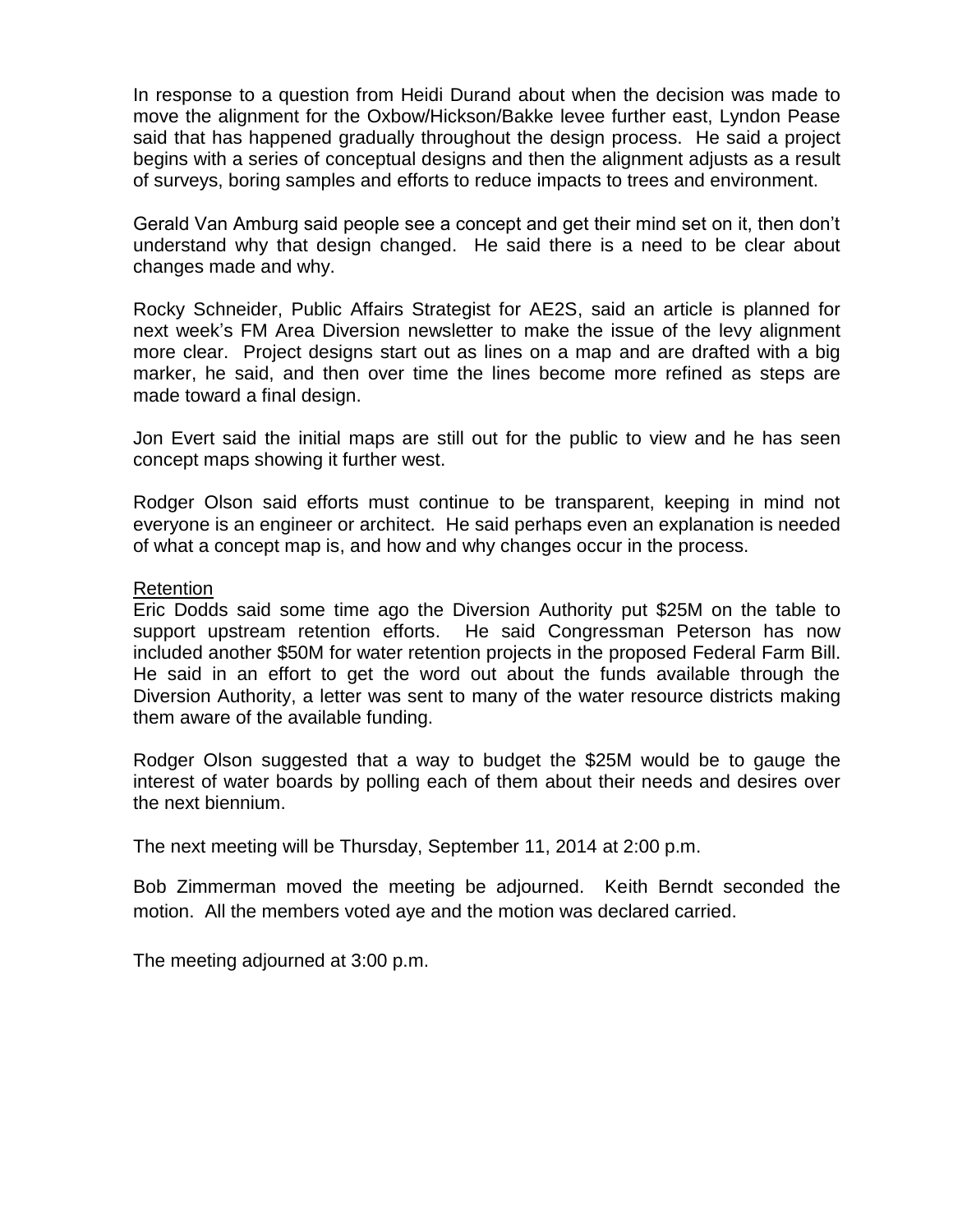In response to a question from Heidi Durand about when the decision was made to move the alignment for the Oxbow/Hickson/Bakke levee further east, Lyndon Pease said that has happened gradually throughout the design process. He said a project begins with a series of conceptual designs and then the alignment adjusts as a result of surveys, boring samples and efforts to reduce impacts to trees and environment.

Gerald Van Amburg said people see a concept and get their mind set on it, then don't understand why that design changed. He said there is a need to be clear about changes made and why.

Rocky Schneider, Public Affairs Strategist for AE2S, said an article is planned for next week's FM Area Diversion newsletter to make the issue of the levy alignment more clear. Project designs start out as lines on a map and are drafted with a big marker, he said, and then over time the lines become more refined as steps are made toward a final design.

Jon Evert said the initial maps are still out for the public to view and he has seen concept maps showing it further west.

Rodger Olson said efforts must continue to be transparent, keeping in mind not everyone is an engineer or architect. He said perhaps even an explanation is needed of what a concept map is, and how and why changes occur in the process.

Retention

Eric Dodds said some time ago the Diversion Authority put $25M on the table to support upstream retention efforts. He said Congressman Peterson has now included another $50M for water retention projects in the proposed Federal Farm Bill. He said in an effort to get the word out about the funds available through the Diversion Authority, a letter was sent to many of the water resource districts making them aware of the available funding.

Rodger Olson suggested that a way to budget the $25M would be to gauge the interest of water boards by polling each of them about their needs and desires over the next biennium.

The next meeting will be Thursday, September 11, 2014 at 2:00 p.m.

Bob Zimmerman moved the meeting be adjourned. Keith Berndt seconded the motion. All the members voted aye and the motion was declared carried.

The meeting adjourned at 3:00 p.m.